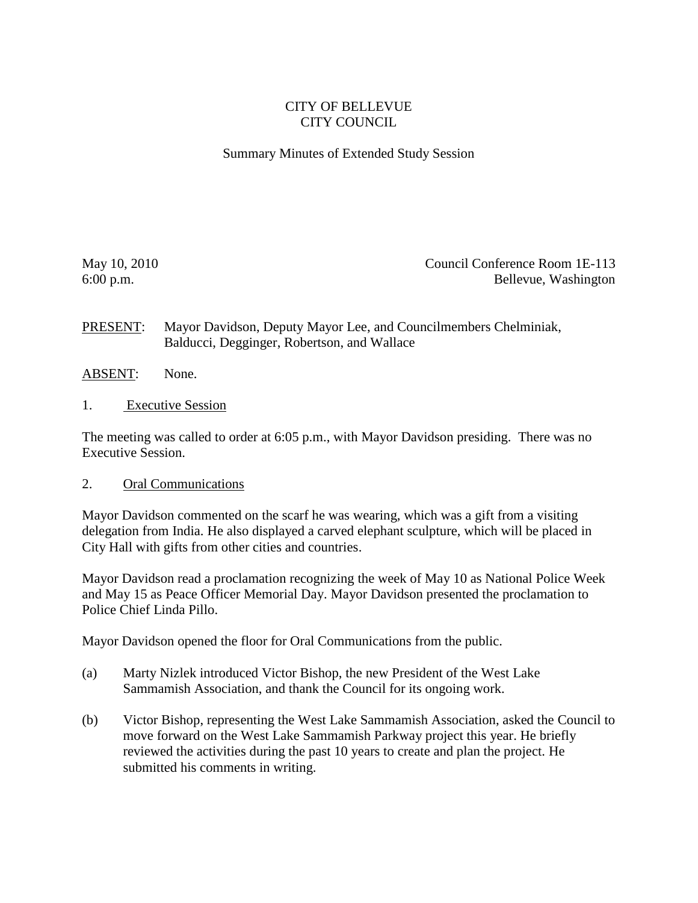CITY OF BELLEVUE
CITY COUNCIL

Summary Minutes of Extended Study Session

May 10, 2010
6:00 p.m.

Council Conference Room 1E-113
Bellevue, Washington

PRESENT: Mayor Davidson, Deputy Mayor Lee, and Councilmembers Chelminiak, Balducci, Degginger, Robertson, and Wallace

ABSENT: None.

1. Executive Session

The meeting was called to order at 6:05 p.m., with Mayor Davidson presiding. There was no Executive Session.

2. Oral Communications

Mayor Davidson commented on the scarf he was wearing, which was a gift from a visiting delegation from India. He also displayed a carved elephant sculpture, which will be placed in City Hall with gifts from other cities and countries.

Mayor Davidson read a proclamation recognizing the week of May 10 as National Police Week and May 15 as Peace Officer Memorial Day. Mayor Davidson presented the proclamation to Police Chief Linda Pillo.

Mayor Davidson opened the floor for Oral Communications from the public.

(a) Marty Nizlek introduced Victor Bishop, the new President of the West Lake Sammamish Association, and thank the Council for its ongoing work.

(b) Victor Bishop, representing the West Lake Sammamish Association, asked the Council to move forward on the West Lake Sammamish Parkway project this year. He briefly reviewed the activities during the past 10 years to create and plan the project. He submitted his comments in writing.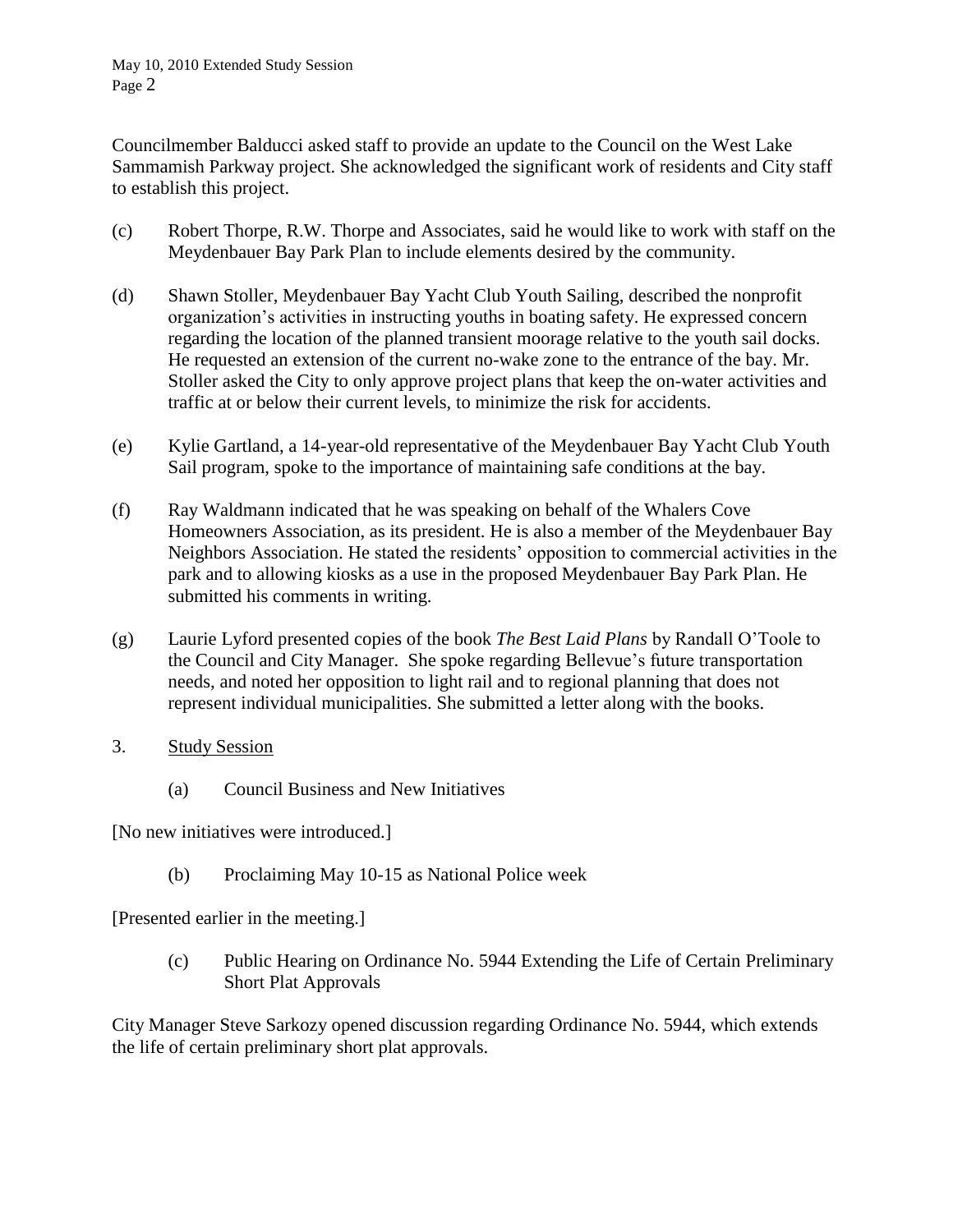Councilmember Balducci asked staff to provide an update to the Council on the West Lake Sammamish Parkway project. She acknowledged the significant work of residents and City staff to establish this project.

(c) Robert Thorpe, R.W. Thorpe and Associates, said he would like to work with staff on the Meydenbauer Bay Park Plan to include elements desired by the community.

(d) Shawn Stoller, Meydenbauer Bay Yacht Club Youth Sailing, described the nonprofit organization's activities in instructing youths in boating safety. He expressed concern regarding the location of the planned transient moorage relative to the youth sail docks. He requested an extension of the current no-wake zone to the entrance of the bay. Mr. Stoller asked the City to only approve project plans that keep the on-water activities and traffic at or below their current levels, to minimize the risk for accidents.

(e) Kylie Gartland, a 14-year-old representative of the Meydenbauer Bay Yacht Club Youth Sail program, spoke to the importance of maintaining safe conditions at the bay.

(f) Ray Waldmann indicated that he was speaking on behalf of the Whalers Cove Homeowners Association, as its president. He is also a member of the Meydenbauer Bay Neighbors Association. He stated the residents' opposition to commercial activities in the park and to allowing kiosks as a use in the proposed Meydenbauer Bay Park Plan. He submitted his comments in writing.

(g) Laurie Lyford presented copies of the book *The Best Laid Plans* by Randall O'Toole to the Council and City Manager. She spoke regarding Bellevue's future transportation needs, and noted her opposition to light rail and to regional planning that does not represent individual municipalities. She submitted a letter along with the books.

3. Study Session

(a) Council Business and New Initiatives

[No new initiatives were introduced.]

(b) Proclaiming May 10-15 as National Police week

[Presented earlier in the meeting.]

(c) Public Hearing on Ordinance No. 5944 Extending the Life of Certain Preliminary Short Plat Approvals

City Manager Steve Sarkozy opened discussion regarding Ordinance No. 5944, which extends the life of certain preliminary short plat approvals.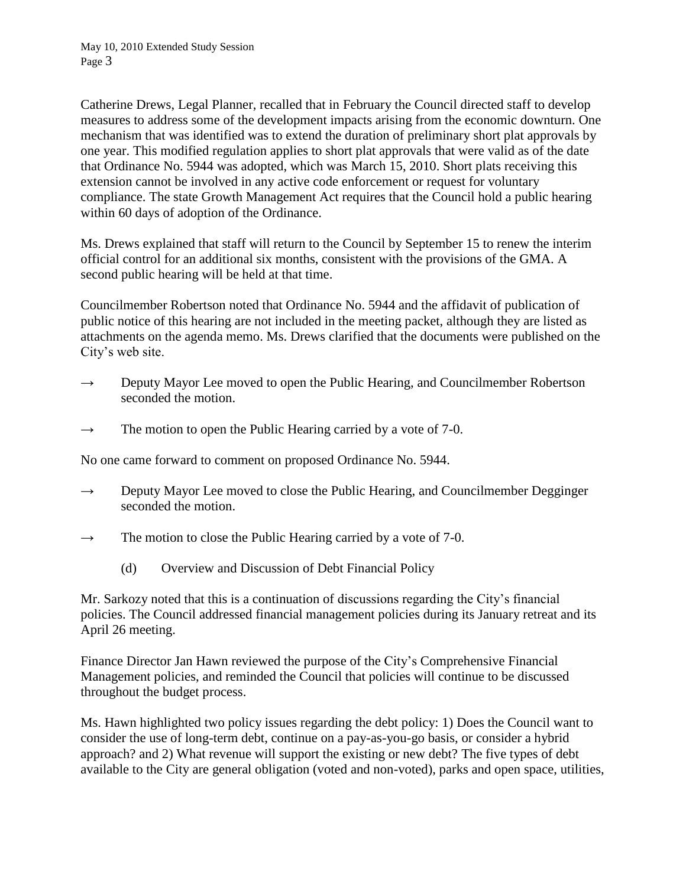Catherine Drews, Legal Planner, recalled that in February the Council directed staff to develop measures to address some of the development impacts arising from the economic downturn. One mechanism that was identified was to extend the duration of preliminary short plat approvals by one year. This modified regulation applies to short plat approvals that were valid as of the date that Ordinance No. 5944 was adopted, which was March 15, 2010. Short plats receiving this extension cannot be involved in any active code enforcement or request for voluntary compliance. The state Growth Management Act requires that the Council hold a public hearing within 60 days of adoption of the Ordinance.

Ms. Drews explained that staff will return to the Council by September 15 to renew the interim official control for an additional six months, consistent with the provisions of the GMA. A second public hearing will be held at that time.

Councilmember Robertson noted that Ordinance No. 5944 and the affidavit of publication of public notice of this hearing are not included in the meeting packet, although they are listed as attachments on the agenda memo. Ms. Drews clarified that the documents were published on the City's web site.

→ Deputy Mayor Lee moved to open the Public Hearing, and Councilmember Robertson seconded the motion.

→ The motion to open the Public Hearing carried by a vote of 7-0.

No one came forward to comment on proposed Ordinance No. 5944.

→ Deputy Mayor Lee moved to close the Public Hearing, and Councilmember Degginger seconded the motion.

→ The motion to close the Public Hearing carried by a vote of 7-0.

(d) Overview and Discussion of Debt Financial Policy

Mr. Sarkozy noted that this is a continuation of discussions regarding the City's financial policies. The Council addressed financial management policies during its January retreat and its April 26 meeting.

Finance Director Jan Hawn reviewed the purpose of the City's Comprehensive Financial Management policies, and reminded the Council that policies will continue to be discussed throughout the budget process.

Ms. Hawn highlighted two policy issues regarding the debt policy: 1) Does the Council want to consider the use of long-term debt, continue on a pay-as-you-go basis, or consider a hybrid approach? and 2) What revenue will support the existing or new debt? The five types of debt available to the City are general obligation (voted and non-voted), parks and open space, utilities,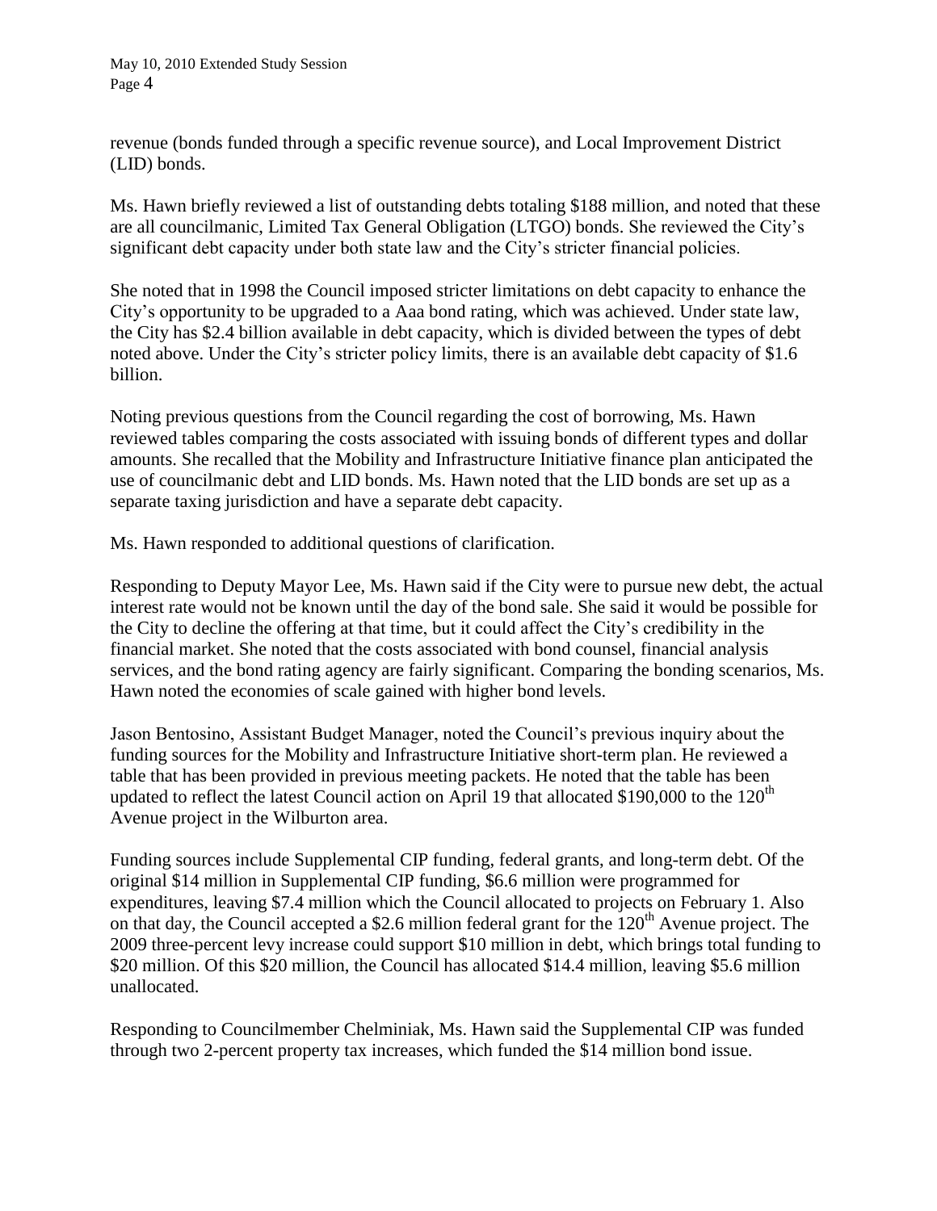revenue (bonds funded through a specific revenue source), and Local Improvement District (LID) bonds.

Ms. Hawn briefly reviewed a list of outstanding debts totaling $188 million, and noted that these are all councilmanic, Limited Tax General Obligation (LTGO) bonds. She reviewed the City's significant debt capacity under both state law and the City's stricter financial policies.

She noted that in 1998 the Council imposed stricter limitations on debt capacity to enhance the City's opportunity to be upgraded to a Aaa bond rating, which was achieved. Under state law, the City has $2.4 billion available in debt capacity, which is divided between the types of debt noted above. Under the City's stricter policy limits, there is an available debt capacity of $1.6 billion.

Noting previous questions from the Council regarding the cost of borrowing, Ms. Hawn reviewed tables comparing the costs associated with issuing bonds of different types and dollar amounts. She recalled that the Mobility and Infrastructure Initiative finance plan anticipated the use of councilmanic debt and LID bonds. Ms. Hawn noted that the LID bonds are set up as a separate taxing jurisdiction and have a separate debt capacity.

Ms. Hawn responded to additional questions of clarification.

Responding to Deputy Mayor Lee, Ms. Hawn said if the City were to pursue new debt, the actual interest rate would not be known until the day of the bond sale. She said it would be possible for the City to decline the offering at that time, but it could affect the City's credibility in the financial market. She noted that the costs associated with bond counsel, financial analysis services, and the bond rating agency are fairly significant. Comparing the bonding scenarios, Ms. Hawn noted the economies of scale gained with higher bond levels.

Jason Bentosino, Assistant Budget Manager, noted the Council's previous inquiry about the funding sources for the Mobility and Infrastructure Initiative short-term plan. He reviewed a table that has been provided in previous meeting packets. He noted that the table has been updated to reflect the latest Council action on April 19 that allocated $190,000 to the 120th Avenue project in the Wilburton area.

Funding sources include Supplemental CIP funding, federal grants, and long-term debt. Of the original $14 million in Supplemental CIP funding, $6.6 million were programmed for expenditures, leaving $7.4 million which the Council allocated to projects on February 1. Also on that day, the Council accepted a $2.6 million federal grant for the 120th Avenue project. The 2009 three-percent levy increase could support $10 million in debt, which brings total funding to $20 million. Of this $20 million, the Council has allocated $14.4 million, leaving $5.6 million unallocated.

Responding to Councilmember Chelminiak, Ms. Hawn said the Supplemental CIP was funded through two 2-percent property tax increases, which funded the $14 million bond issue.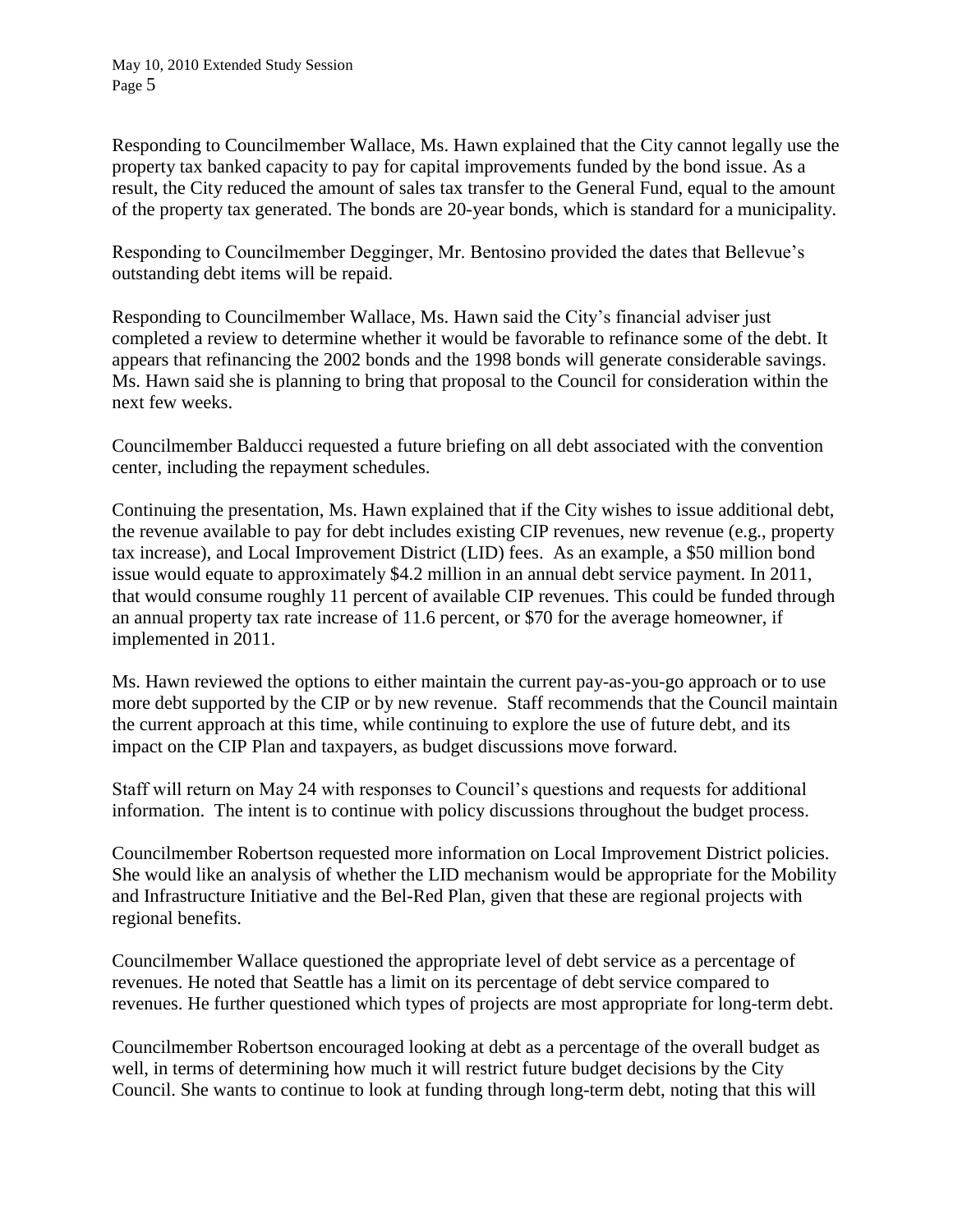Responding to Councilmember Wallace, Ms. Hawn explained that the City cannot legally use the property tax banked capacity to pay for capital improvements funded by the bond issue. As a result, the City reduced the amount of sales tax transfer to the General Fund, equal to the amount of the property tax generated. The bonds are 20-year bonds, which is standard for a municipality.

Responding to Councilmember Degginger, Mr. Bentosino provided the dates that Bellevue's outstanding debt items will be repaid.

Responding to Councilmember Wallace, Ms. Hawn said the City's financial adviser just completed a review to determine whether it would be favorable to refinance some of the debt. It appears that refinancing the 2002 bonds and the 1998 bonds will generate considerable savings. Ms. Hawn said she is planning to bring that proposal to the Council for consideration within the next few weeks.

Councilmember Balducci requested a future briefing on all debt associated with the convention center, including the repayment schedules.

Continuing the presentation, Ms. Hawn explained that if the City wishes to issue additional debt, the revenue available to pay for debt includes existing CIP revenues, new revenue (e.g., property tax increase), and Local Improvement District (LID) fees. As an example, a $50 million bond issue would equate to approximately $4.2 million in an annual debt service payment. In 2011, that would consume roughly 11 percent of available CIP revenues. This could be funded through an annual property tax rate increase of 11.6 percent, or $70 for the average homeowner, if implemented in 2011.

Ms. Hawn reviewed the options to either maintain the current pay-as-you-go approach or to use more debt supported by the CIP or by new revenue. Staff recommends that the Council maintain the current approach at this time, while continuing to explore the use of future debt, and its impact on the CIP Plan and taxpayers, as budget discussions move forward.

Staff will return on May 24 with responses to Council's questions and requests for additional information. The intent is to continue with policy discussions throughout the budget process.

Councilmember Robertson requested more information on Local Improvement District policies. She would like an analysis of whether the LID mechanism would be appropriate for the Mobility and Infrastructure Initiative and the Bel-Red Plan, given that these are regional projects with regional benefits.

Councilmember Wallace questioned the appropriate level of debt service as a percentage of revenues. He noted that Seattle has a limit on its percentage of debt service compared to revenues. He further questioned which types of projects are most appropriate for long-term debt.

Councilmember Robertson encouraged looking at debt as a percentage of the overall budget as well, in terms of determining how much it will restrict future budget decisions by the City Council. She wants to continue to look at funding through long-term debt, noting that this will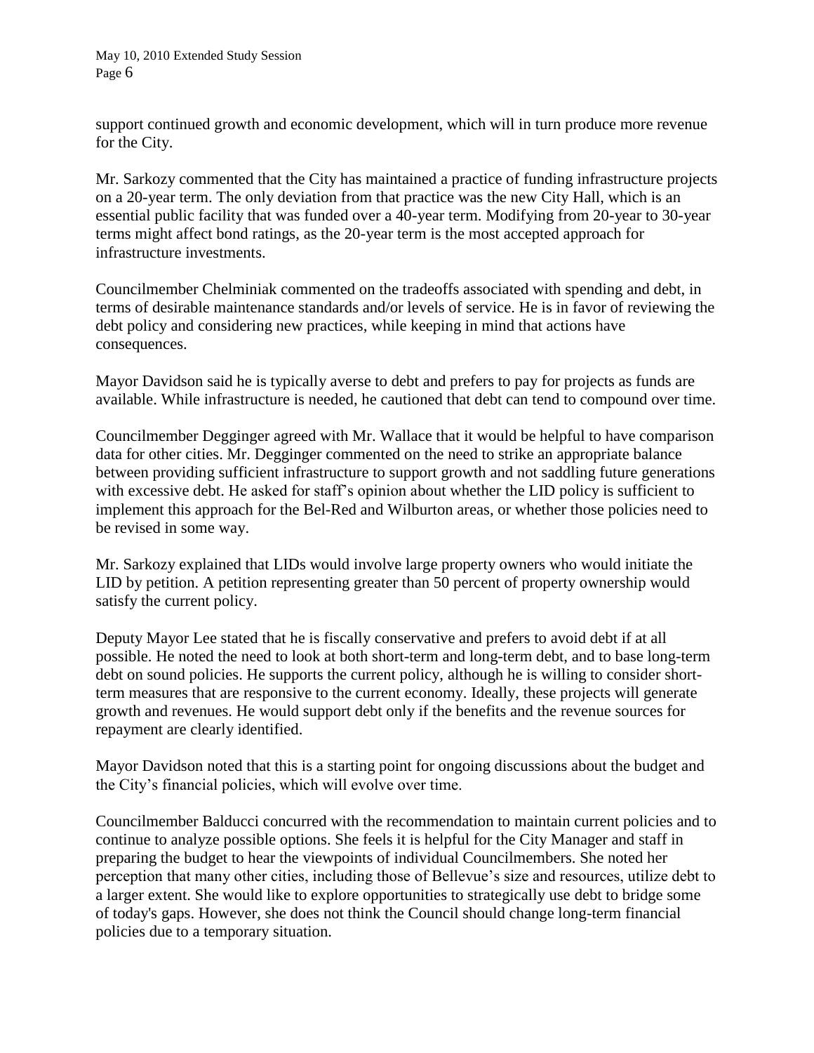support continued growth and economic development, which will in turn produce more revenue for the City.

Mr. Sarkozy commented that the City has maintained a practice of funding infrastructure projects on a 20-year term. The only deviation from that practice was the new City Hall, which is an essential public facility that was funded over a 40-year term. Modifying from 20-year to 30-year terms might affect bond ratings, as the 20-year term is the most accepted approach for infrastructure investments.

Councilmember Chelminiak commented on the tradeoffs associated with spending and debt, in terms of desirable maintenance standards and/or levels of service. He is in favor of reviewing the debt policy and considering new practices, while keeping in mind that actions have consequences.

Mayor Davidson said he is typically averse to debt and prefers to pay for projects as funds are available. While infrastructure is needed, he cautioned that debt can tend to compound over time.

Councilmember Degginger agreed with Mr. Wallace that it would be helpful to have comparison data for other cities. Mr. Degginger commented on the need to strike an appropriate balance between providing sufficient infrastructure to support growth and not saddling future generations with excessive debt. He asked for staff's opinion about whether the LID policy is sufficient to implement this approach for the Bel-Red and Wilburton areas, or whether those policies need to be revised in some way.

Mr. Sarkozy explained that LIDs would involve large property owners who would initiate the LID by petition. A petition representing greater than 50 percent of property ownership would satisfy the current policy.

Deputy Mayor Lee stated that he is fiscally conservative and prefers to avoid debt if at all possible. He noted the need to look at both short-term and long-term debt, and to base long-term debt on sound policies. He supports the current policy, although he is willing to consider short-term measures that are responsive to the current economy. Ideally, these projects will generate growth and revenues. He would support debt only if the benefits and the revenue sources for repayment are clearly identified.

Mayor Davidson noted that this is a starting point for ongoing discussions about the budget and the City's financial policies, which will evolve over time.

Councilmember Balducci concurred with the recommendation to maintain current policies and to continue to analyze possible options. She feels it is helpful for the City Manager and staff in preparing the budget to hear the viewpoints of individual Councilmembers. She noted her perception that many other cities, including those of Bellevue's size and resources, utilize debt to a larger extent. She would like to explore opportunities to strategically use debt to bridge some of today's gaps. However, she does not think the Council should change long-term financial policies due to a temporary situation.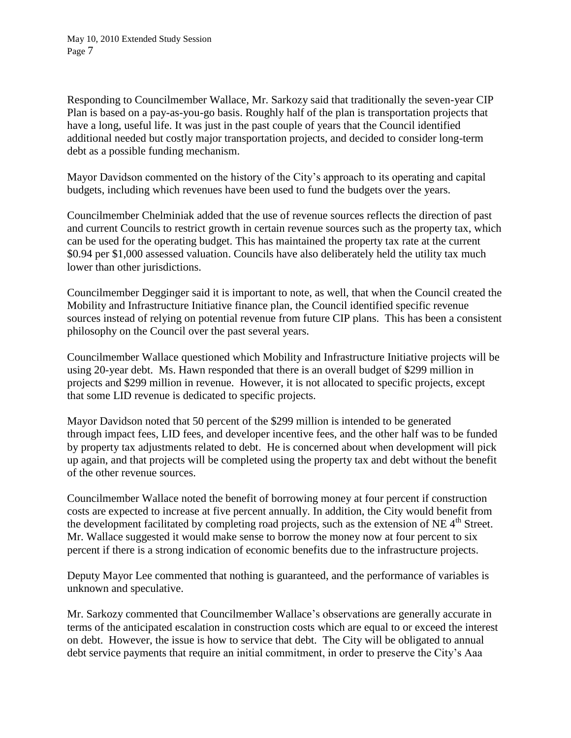Responding to Councilmember Wallace, Mr. Sarkozy said that traditionally the seven-year CIP Plan is based on a pay-as-you-go basis. Roughly half of the plan is transportation projects that have a long, useful life. It was just in the past couple of years that the Council identified additional needed but costly major transportation projects, and decided to consider long-term debt as a possible funding mechanism.

Mayor Davidson commented on the history of the City's approach to its operating and capital budgets, including which revenues have been used to fund the budgets over the years.

Councilmember Chelminiak added that the use of revenue sources reflects the direction of past and current Councils to restrict growth in certain revenue sources such as the property tax, which can be used for the operating budget. This has maintained the property tax rate at the current $0.94 per $1,000 assessed valuation. Councils have also deliberately held the utility tax much lower than other jurisdictions.

Councilmember Degginger said it is important to note, as well, that when the Council created the Mobility and Infrastructure Initiative finance plan, the Council identified specific revenue sources instead of relying on potential revenue from future CIP plans. This has been a consistent philosophy on the Council over the past several years.

Councilmember Wallace questioned which Mobility and Infrastructure Initiative projects will be using 20-year debt. Ms. Hawn responded that there is an overall budget of $299 million in projects and $299 million in revenue. However, it is not allocated to specific projects, except that some LID revenue is dedicated to specific projects.

Mayor Davidson noted that 50 percent of the $299 million is intended to be generated through impact fees, LID fees, and developer incentive fees, and the other half was to be funded by property tax adjustments related to debt. He is concerned about when development will pick up again, and that projects will be completed using the property tax and debt without the benefit of the other revenue sources.

Councilmember Wallace noted the benefit of borrowing money at four percent if construction costs are expected to increase at five percent annually. In addition, the City would benefit from the development facilitated by completing road projects, such as the extension of NE 4th Street. Mr. Wallace suggested it would make sense to borrow the money now at four percent to six percent if there is a strong indication of economic benefits due to the infrastructure projects.

Deputy Mayor Lee commented that nothing is guaranteed, and the performance of variables is unknown and speculative.

Mr. Sarkozy commented that Councilmember Wallace's observations are generally accurate in terms of the anticipated escalation in construction costs which are equal to or exceed the interest on debt. However, the issue is how to service that debt. The City will be obligated to annual debt service payments that require an initial commitment, in order to preserve the City's Aaa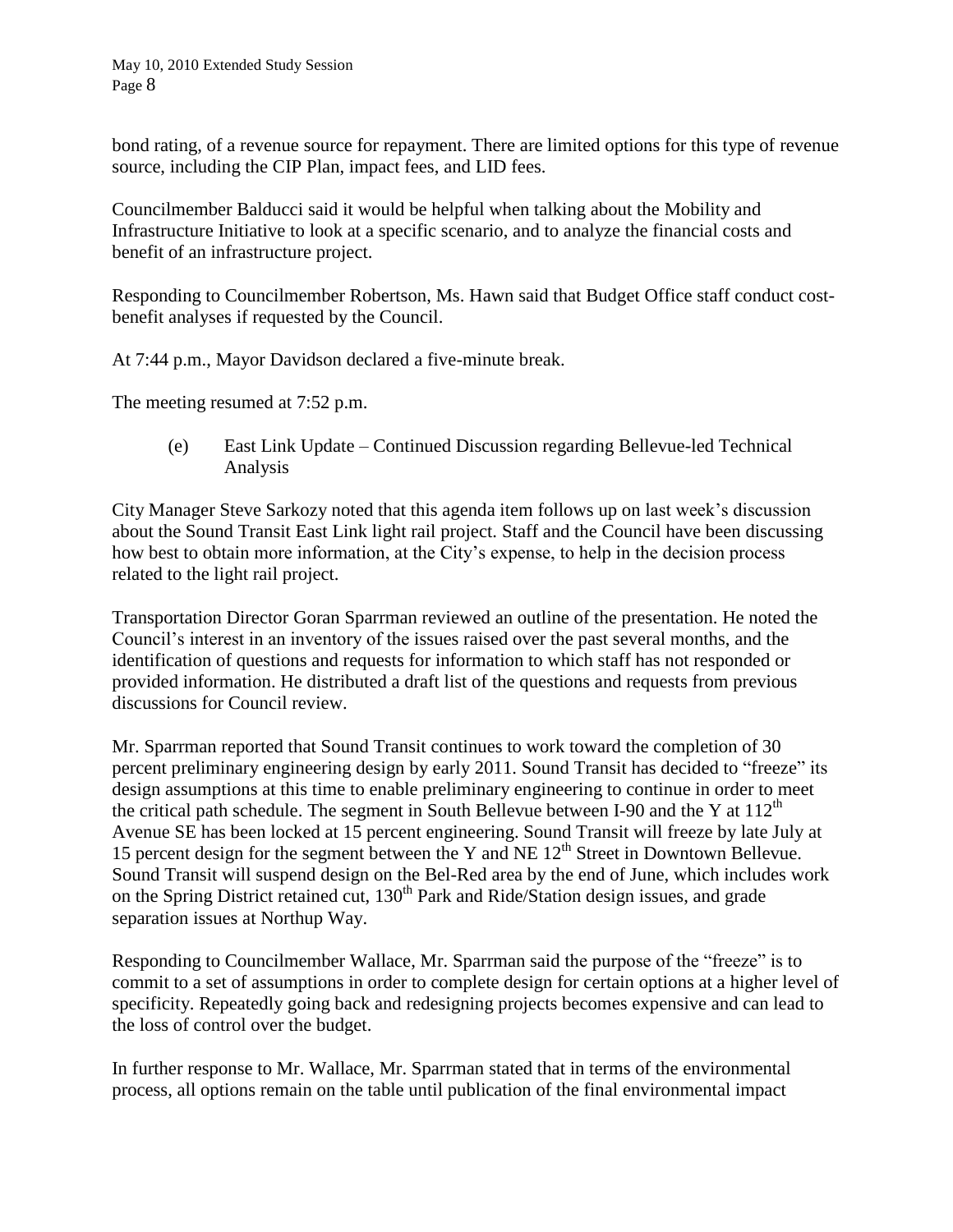bond rating, of a revenue source for repayment. There are limited options for this type of revenue source, including the CIP Plan, impact fees, and LID fees.

Councilmember Balducci said it would be helpful when talking about the Mobility and Infrastructure Initiative to look at a specific scenario, and to analyze the financial costs and benefit of an infrastructure project.

Responding to Councilmember Robertson, Ms. Hawn said that Budget Office staff conduct cost-benefit analyses if requested by the Council.

At 7:44 p.m., Mayor Davidson declared a five-minute break.

The meeting resumed at 7:52 p.m.

(e) East Link Update – Continued Discussion regarding Bellevue-led Technical Analysis

City Manager Steve Sarkozy noted that this agenda item follows up on last week's discussion about the Sound Transit East Link light rail project. Staff and the Council have been discussing how best to obtain more information, at the City's expense, to help in the decision process related to the light rail project.

Transportation Director Goran Sparrman reviewed an outline of the presentation. He noted the Council's interest in an inventory of the issues raised over the past several months, and the identification of questions and requests for information to which staff has not responded or provided information. He distributed a draft list of the questions and requests from previous discussions for Council review.

Mr. Sparrman reported that Sound Transit continues to work toward the completion of 30 percent preliminary engineering design by early 2011. Sound Transit has decided to "freeze" its design assumptions at this time to enable preliminary engineering to continue in order to meet the critical path schedule. The segment in South Bellevue between I-90 and the Y at 112th Avenue SE has been locked at 15 percent engineering. Sound Transit will freeze by late July at 15 percent design for the segment between the Y and NE 12th Street in Downtown Bellevue. Sound Transit will suspend design on the Bel-Red area by the end of June, which includes work on the Spring District retained cut, 130th Park and Ride/Station design issues, and grade separation issues at Northup Way.

Responding to Councilmember Wallace, Mr. Sparrman said the purpose of the "freeze" is to commit to a set of assumptions in order to complete design for certain options at a higher level of specificity. Repeatedly going back and redesigning projects becomes expensive and can lead to the loss of control over the budget.

In further response to Mr. Wallace, Mr. Sparrman stated that in terms of the environmental process, all options remain on the table until publication of the final environmental impact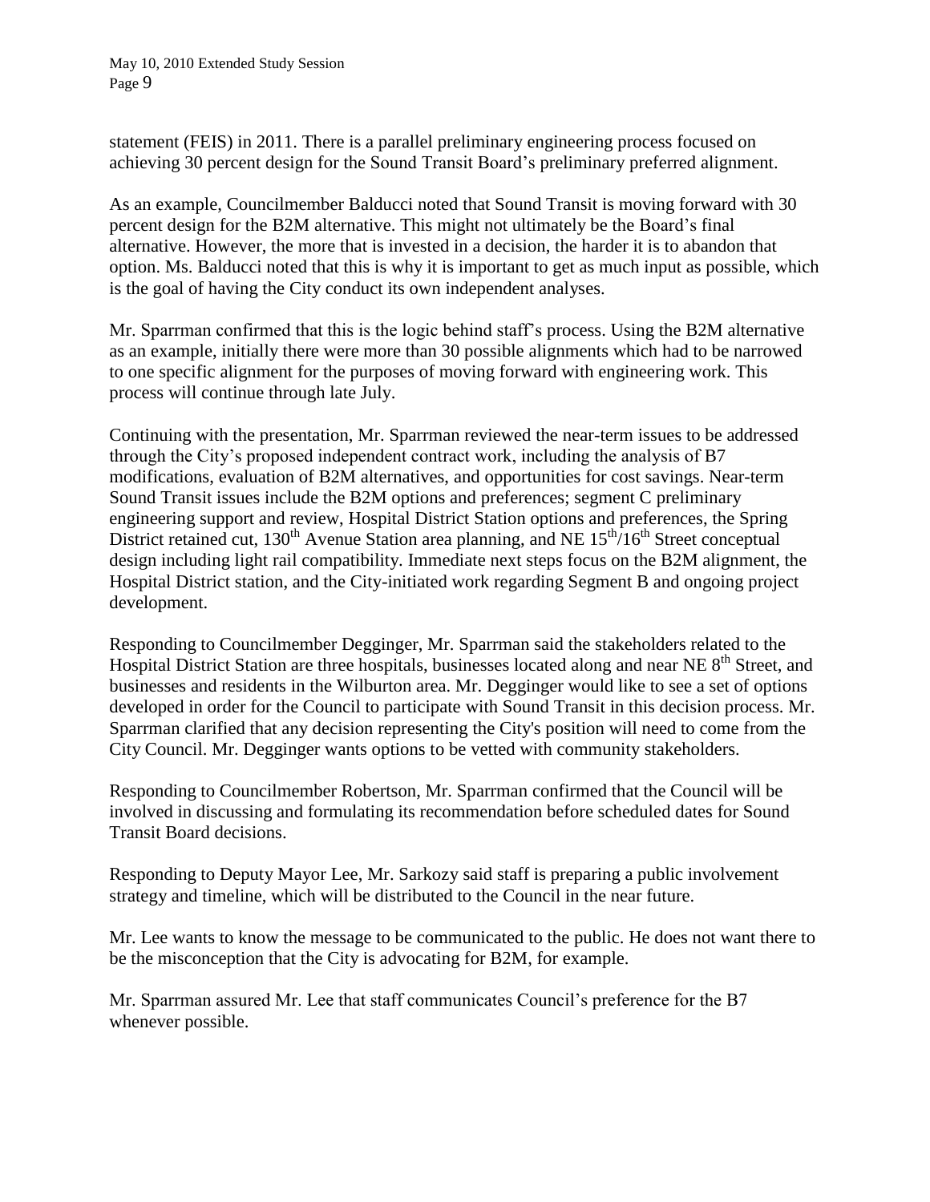statement (FEIS) in 2011. There is a parallel preliminary engineering process focused on achieving 30 percent design for the Sound Transit Board's preliminary preferred alignment.

As an example, Councilmember Balducci noted that Sound Transit is moving forward with 30 percent design for the B2M alternative. This might not ultimately be the Board's final alternative. However, the more that is invested in a decision, the harder it is to abandon that option. Ms. Balducci noted that this is why it is important to get as much input as possible, which is the goal of having the City conduct its own independent analyses.

Mr. Sparrman confirmed that this is the logic behind staff's process. Using the B2M alternative as an example, initially there were more than 30 possible alignments which had to be narrowed to one specific alignment for the purposes of moving forward with engineering work. This process will continue through late July.

Continuing with the presentation, Mr. Sparrman reviewed the near-term issues to be addressed through the City's proposed independent contract work, including the analysis of B7 modifications, evaluation of B2M alternatives, and opportunities for cost savings. Near-term Sound Transit issues include the B2M options and preferences; segment C preliminary engineering support and review, Hospital District Station options and preferences, the Spring District retained cut, 130th Avenue Station area planning, and NE 15th/16th Street conceptual design including light rail compatibility. Immediate next steps focus on the B2M alignment, the Hospital District station, and the City-initiated work regarding Segment B and ongoing project development.

Responding to Councilmember Degginger, Mr. Sparrman said the stakeholders related to the Hospital District Station are three hospitals, businesses located along and near NE 8th Street, and businesses and residents in the Wilburton area. Mr. Degginger would like to see a set of options developed in order for the Council to participate with Sound Transit in this decision process. Mr. Sparrman clarified that any decision representing the City's position will need to come from the City Council. Mr. Degginger wants options to be vetted with community stakeholders.

Responding to Councilmember Robertson, Mr. Sparrman confirmed that the Council will be involved in discussing and formulating its recommendation before scheduled dates for Sound Transit Board decisions.

Responding to Deputy Mayor Lee, Mr. Sarkozy said staff is preparing a public involvement strategy and timeline, which will be distributed to the Council in the near future.

Mr. Lee wants to know the message to be communicated to the public. He does not want there to be the misconception that the City is advocating for B2M, for example.

Mr. Sparrman assured Mr. Lee that staff communicates Council's preference for the B7 whenever possible.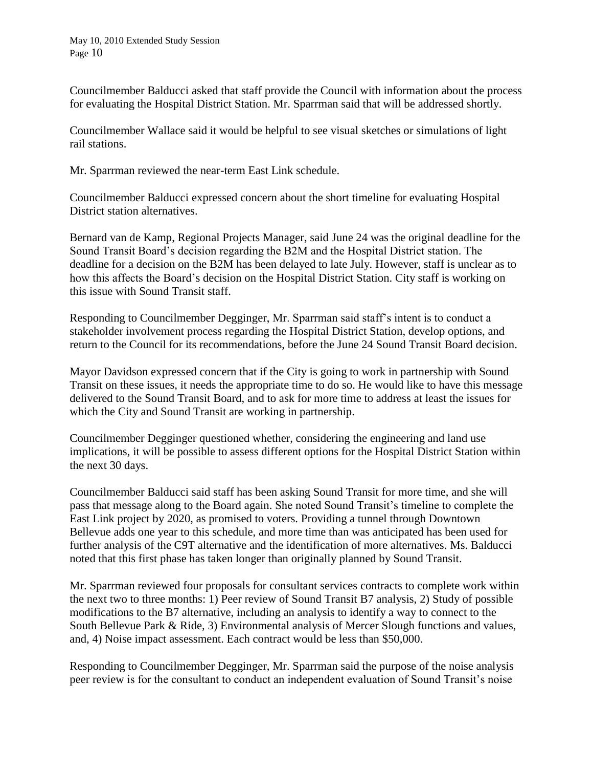Councilmember Balducci asked that staff provide the Council with information about the process for evaluating the Hospital District Station. Mr. Sparrman said that will be addressed shortly.

Councilmember Wallace said it would be helpful to see visual sketches or simulations of light rail stations.

Mr. Sparrman reviewed the near-term East Link schedule.

Councilmember Balducci expressed concern about the short timeline for evaluating Hospital District station alternatives.

Bernard van de Kamp, Regional Projects Manager, said June 24 was the original deadline for the Sound Transit Board's decision regarding the B2M and the Hospital District station. The deadline for a decision on the B2M has been delayed to late July. However, staff is unclear as to how this affects the Board's decision on the Hospital District Station. City staff is working on this issue with Sound Transit staff.

Responding to Councilmember Degginger, Mr. Sparrman said staff's intent is to conduct a stakeholder involvement process regarding the Hospital District Station, develop options, and return to the Council for its recommendations, before the June 24 Sound Transit Board decision.

Mayor Davidson expressed concern that if the City is going to work in partnership with Sound Transit on these issues, it needs the appropriate time to do so. He would like to have this message delivered to the Sound Transit Board, and to ask for more time to address at least the issues for which the City and Sound Transit are working in partnership.

Councilmember Degginger questioned whether, considering the engineering and land use implications, it will be possible to assess different options for the Hospital District Station within the next 30 days.

Councilmember Balducci said staff has been asking Sound Transit for more time, and she will pass that message along to the Board again. She noted Sound Transit's timeline to complete the East Link project by 2020, as promised to voters. Providing a tunnel through Downtown Bellevue adds one year to this schedule, and more time than was anticipated has been used for further analysis of the C9T alternative and the identification of more alternatives. Ms. Balducci noted that this first phase has taken longer than originally planned by Sound Transit.

Mr. Sparrman reviewed four proposals for consultant services contracts to complete work within the next two to three months: 1) Peer review of Sound Transit B7 analysis, 2) Study of possible modifications to the B7 alternative, including an analysis to identify a way to connect to the South Bellevue Park & Ride, 3) Environmental analysis of Mercer Slough functions and values, and, 4) Noise impact assessment. Each contract would be less than $50,000.

Responding to Councilmember Degginger, Mr. Sparrman said the purpose of the noise analysis peer review is for the consultant to conduct an independent evaluation of Sound Transit's noise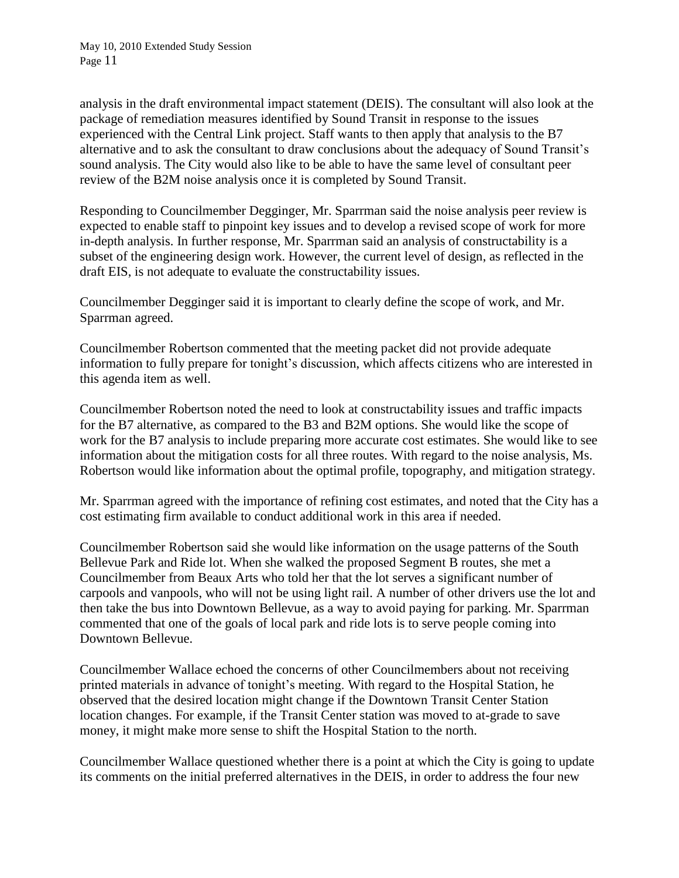analysis in the draft environmental impact statement (DEIS). The consultant will also look at the package of remediation measures identified by Sound Transit in response to the issues experienced with the Central Link project. Staff wants to then apply that analysis to the B7 alternative and to ask the consultant to draw conclusions about the adequacy of Sound Transit's sound analysis. The City would also like to be able to have the same level of consultant peer review of the B2M noise analysis once it is completed by Sound Transit.

Responding to Councilmember Degginger, Mr. Sparrman said the noise analysis peer review is expected to enable staff to pinpoint key issues and to develop a revised scope of work for more in-depth analysis. In further response, Mr. Sparrman said an analysis of constructability is a subset of the engineering design work. However, the current level of design, as reflected in the draft EIS, is not adequate to evaluate the constructability issues.

Councilmember Degginger said it is important to clearly define the scope of work, and Mr. Sparrman agreed.

Councilmember Robertson commented that the meeting packet did not provide adequate information to fully prepare for tonight's discussion, which affects citizens who are interested in this agenda item as well.

Councilmember Robertson noted the need to look at constructability issues and traffic impacts for the B7 alternative, as compared to the B3 and B2M options. She would like the scope of work for the B7 analysis to include preparing more accurate cost estimates. She would like to see information about the mitigation costs for all three routes. With regard to the noise analysis, Ms. Robertson would like information about the optimal profile, topography, and mitigation strategy.

Mr. Sparrman agreed with the importance of refining cost estimates, and noted that the City has a cost estimating firm available to conduct additional work in this area if needed.

Councilmember Robertson said she would like information on the usage patterns of the South Bellevue Park and Ride lot. When she walked the proposed Segment B routes, she met a Councilmember from Beaux Arts who told her that the lot serves a significant number of carpools and vanpools, who will not be using light rail. A number of other drivers use the lot and then take the bus into Downtown Bellevue, as a way to avoid paying for parking. Mr. Sparrman commented that one of the goals of local park and ride lots is to serve people coming into Downtown Bellevue.

Councilmember Wallace echoed the concerns of other Councilmembers about not receiving printed materials in advance of tonight's meeting. With regard to the Hospital Station, he observed that the desired location might change if the Downtown Transit Center Station location changes. For example, if the Transit Center station was moved to at-grade to save money, it might make more sense to shift the Hospital Station to the north.

Councilmember Wallace questioned whether there is a point at which the City is going to update its comments on the initial preferred alternatives in the DEIS, in order to address the four new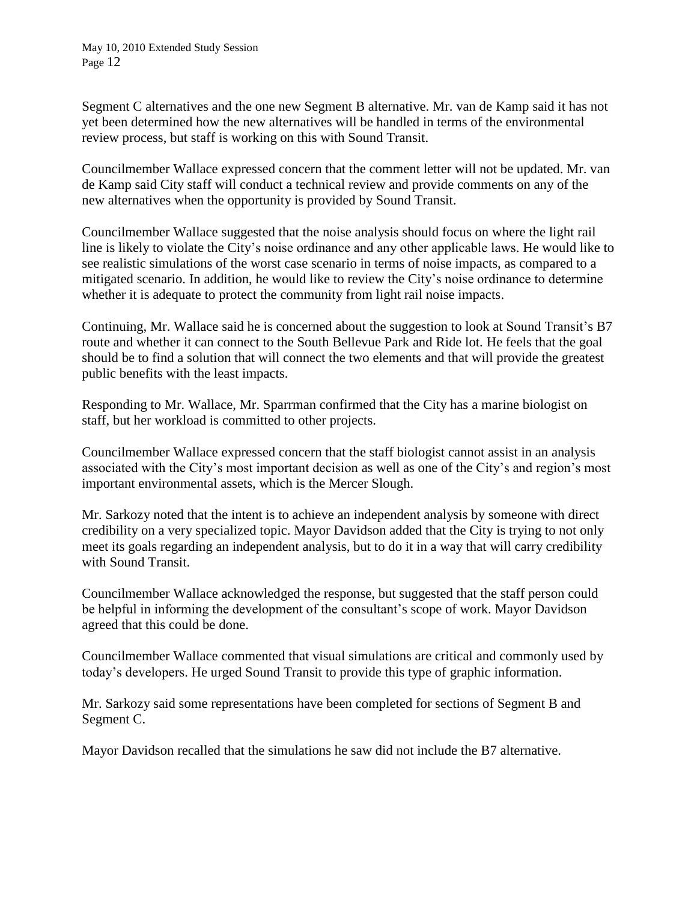Segment C alternatives and the one new Segment B alternative. Mr. van de Kamp said it has not yet been determined how the new alternatives will be handled in terms of the environmental review process, but staff is working on this with Sound Transit.

Councilmember Wallace expressed concern that the comment letter will not be updated. Mr. van de Kamp said City staff will conduct a technical review and provide comments on any of the new alternatives when the opportunity is provided by Sound Transit.

Councilmember Wallace suggested that the noise analysis should focus on where the light rail line is likely to violate the City's noise ordinance and any other applicable laws. He would like to see realistic simulations of the worst case scenario in terms of noise impacts, as compared to a mitigated scenario. In addition, he would like to review the City's noise ordinance to determine whether it is adequate to protect the community from light rail noise impacts.

Continuing, Mr. Wallace said he is concerned about the suggestion to look at Sound Transit's B7 route and whether it can connect to the South Bellevue Park and Ride lot. He feels that the goal should be to find a solution that will connect the two elements and that will provide the greatest public benefits with the least impacts.

Responding to Mr. Wallace, Mr. Sparrman confirmed that the City has a marine biologist on staff, but her workload is committed to other projects.

Councilmember Wallace expressed concern that the staff biologist cannot assist in an analysis associated with the City's most important decision as well as one of the City's and region's most important environmental assets, which is the Mercer Slough.

Mr. Sarkozy noted that the intent is to achieve an independent analysis by someone with direct credibility on a very specialized topic. Mayor Davidson added that the City is trying to not only meet its goals regarding an independent analysis, but to do it in a way that will carry credibility with Sound Transit.

Councilmember Wallace acknowledged the response, but suggested that the staff person could be helpful in informing the development of the consultant's scope of work. Mayor Davidson agreed that this could be done.

Councilmember Wallace commented that visual simulations are critical and commonly used by today's developers. He urged Sound Transit to provide this type of graphic information.

Mr. Sarkozy said some representations have been completed for sections of Segment B and Segment C.

Mayor Davidson recalled that the simulations he saw did not include the B7 alternative.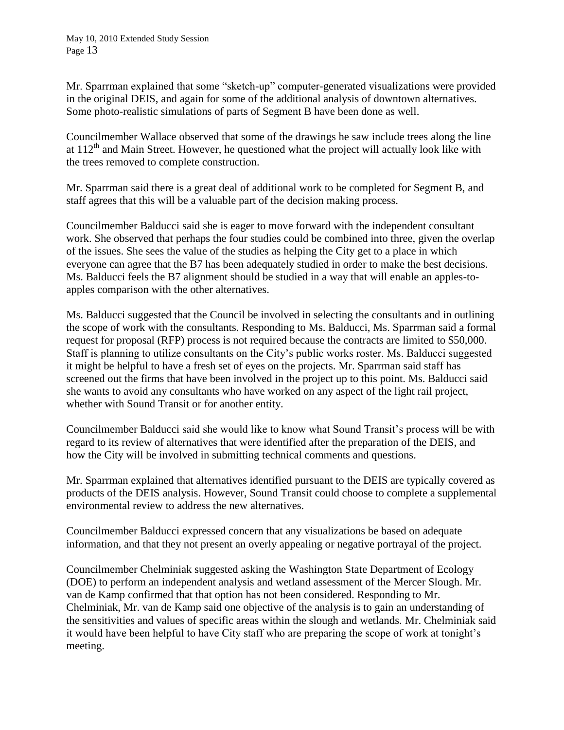Mr. Sparrman explained that some "sketch-up" computer-generated visualizations were provided in the original DEIS, and again for some of the additional analysis of downtown alternatives. Some photo-realistic simulations of parts of Segment B have been done as well.

Councilmember Wallace observed that some of the drawings he saw include trees along the line at 112th and Main Street. However, he questioned what the project will actually look like with the trees removed to complete construction.

Mr. Sparrman said there is a great deal of additional work to be completed for Segment B, and staff agrees that this will be a valuable part of the decision making process.

Councilmember Balducci said she is eager to move forward with the independent consultant work. She observed that perhaps the four studies could be combined into three, given the overlap of the issues. She sees the value of the studies as helping the City get to a place in which everyone can agree that the B7 has been adequately studied in order to make the best decisions. Ms. Balducci feels the B7 alignment should be studied in a way that will enable an apples-to-apples comparison with the other alternatives.

Ms. Balducci suggested that the Council be involved in selecting the consultants and in outlining the scope of work with the consultants. Responding to Ms. Balducci, Ms. Sparrman said a formal request for proposal (RFP) process is not required because the contracts are limited to $50,000. Staff is planning to utilize consultants on the City's public works roster. Ms. Balducci suggested it might be helpful to have a fresh set of eyes on the projects. Mr. Sparrman said staff has screened out the firms that have been involved in the project up to this point. Ms. Balducci said she wants to avoid any consultants who have worked on any aspect of the light rail project, whether with Sound Transit or for another entity.

Councilmember Balducci said she would like to know what Sound Transit's process will be with regard to its review of alternatives that were identified after the preparation of the DEIS, and how the City will be involved in submitting technical comments and questions.

Mr. Sparrman explained that alternatives identified pursuant to the DEIS are typically covered as products of the DEIS analysis. However, Sound Transit could choose to complete a supplemental environmental review to address the new alternatives.

Councilmember Balducci expressed concern that any visualizations be based on adequate information, and that they not present an overly appealing or negative portrayal of the project.

Councilmember Chelminiak suggested asking the Washington State Department of Ecology (DOE) to perform an independent analysis and wetland assessment of the Mercer Slough. Mr. van de Kamp confirmed that that option has not been considered. Responding to Mr. Chelminiak, Mr. van de Kamp said one objective of the analysis is to gain an understanding of the sensitivities and values of specific areas within the slough and wetlands. Mr. Chelminiak said it would have been helpful to have City staff who are preparing the scope of work at tonight's meeting.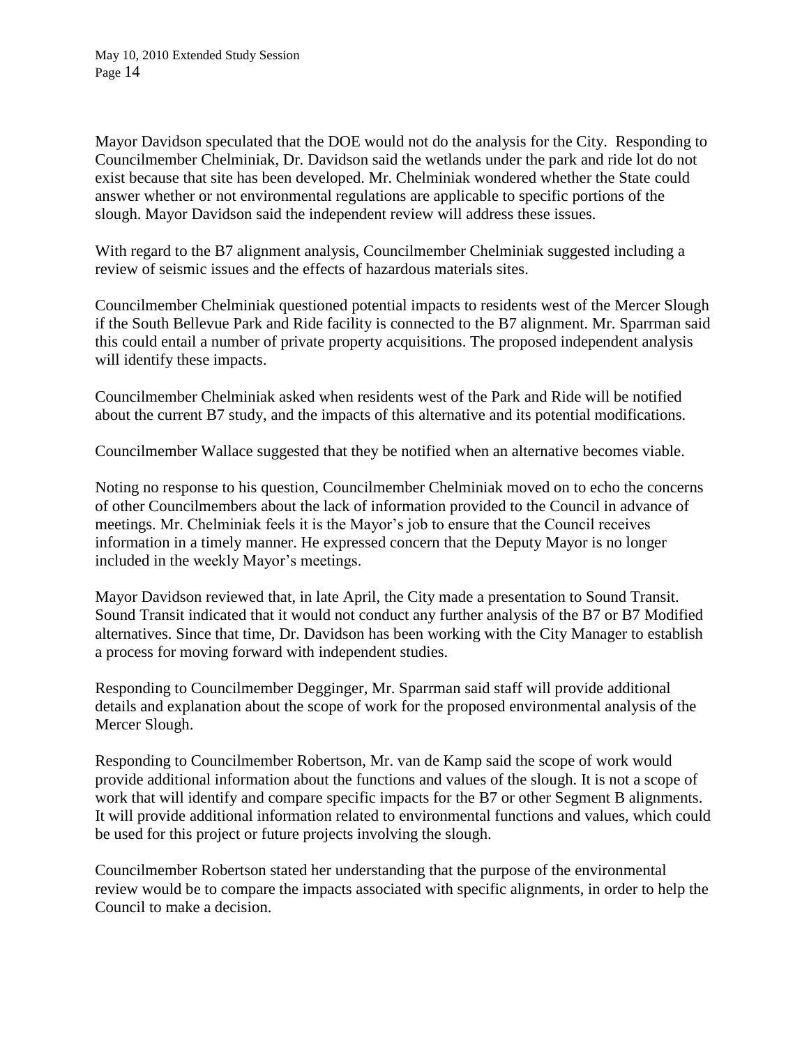Mayor Davidson speculated that the DOE would not do the analysis for the City. Responding to Councilmember Chelminiak, Dr. Davidson said the wetlands under the park and ride lot do not exist because that site has been developed. Mr. Chelminiak wondered whether the State could answer whether or not environmental regulations are applicable to specific portions of the slough. Mayor Davidson said the independent review will address these issues.

With regard to the B7 alignment analysis, Councilmember Chelminiak suggested including a review of seismic issues and the effects of hazardous materials sites.

Councilmember Chelminiak questioned potential impacts to residents west of the Mercer Slough if the South Bellevue Park and Ride facility is connected to the B7 alignment. Mr. Sparrman said this could entail a number of private property acquisitions. The proposed independent analysis will identify these impacts.

Councilmember Chelminiak asked when residents west of the Park and Ride will be notified about the current B7 study, and the impacts of this alternative and its potential modifications.

Councilmember Wallace suggested that they be notified when an alternative becomes viable.

Noting no response to his question, Councilmember Chelminiak moved on to echo the concerns of other Councilmembers about the lack of information provided to the Council in advance of meetings. Mr. Chelminiak feels it is the Mayor's job to ensure that the Council receives information in a timely manner. He expressed concern that the Deputy Mayor is no longer included in the weekly Mayor's meetings.

Mayor Davidson reviewed that, in late April, the City made a presentation to Sound Transit. Sound Transit indicated that it would not conduct any further analysis of the B7 or B7 Modified alternatives. Since that time, Dr. Davidson has been working with the City Manager to establish a process for moving forward with independent studies.

Responding to Councilmember Degginger, Mr. Sparrman said staff will provide additional details and explanation about the scope of work for the proposed environmental analysis of the Mercer Slough.

Responding to Councilmember Robertson, Mr. van de Kamp said the scope of work would provide additional information about the functions and values of the slough. It is not a scope of work that will identify and compare specific impacts for the B7 or other Segment B alignments. It will provide additional information related to environmental functions and values, which could be used for this project or future projects involving the slough.

Councilmember Robertson stated her understanding that the purpose of the environmental review would be to compare the impacts associated with specific alignments, in order to help the Council to make a decision.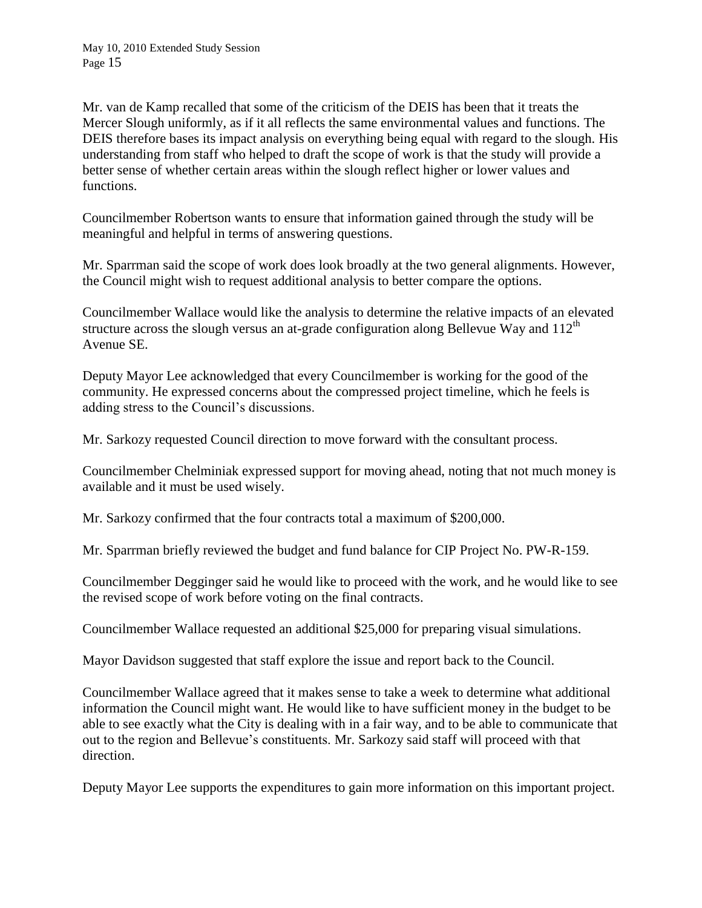Mr. van de Kamp recalled that some of the criticism of the DEIS has been that it treats the Mercer Slough uniformly, as if it all reflects the same environmental values and functions. The DEIS therefore bases its impact analysis on everything being equal with regard to the slough. His understanding from staff who helped to draft the scope of work is that the study will provide a better sense of whether certain areas within the slough reflect higher or lower values and functions.

Councilmember Robertson wants to ensure that information gained through the study will be meaningful and helpful in terms of answering questions.

Mr. Sparrman said the scope of work does look broadly at the two general alignments. However, the Council might wish to request additional analysis to better compare the options.

Councilmember Wallace would like the analysis to determine the relative impacts of an elevated structure across the slough versus an at-grade configuration along Bellevue Way and 112th Avenue SE.

Deputy Mayor Lee acknowledged that every Councilmember is working for the good of the community. He expressed concerns about the compressed project timeline, which he feels is adding stress to the Council's discussions.

Mr. Sarkozy requested Council direction to move forward with the consultant process.

Councilmember Chelminiak expressed support for moving ahead, noting that not much money is available and it must be used wisely.

Mr. Sarkozy confirmed that the four contracts total a maximum of $200,000.

Mr. Sparrman briefly reviewed the budget and fund balance for CIP Project No. PW-R-159.

Councilmember Degginger said he would like to proceed with the work, and he would like to see the revised scope of work before voting on the final contracts.

Councilmember Wallace requested an additional $25,000 for preparing visual simulations.

Mayor Davidson suggested that staff explore the issue and report back to the Council.

Councilmember Wallace agreed that it makes sense to take a week to determine what additional information the Council might want. He would like to have sufficient money in the budget to be able to see exactly what the City is dealing with in a fair way, and to be able to communicate that out to the region and Bellevue's constituents. Mr. Sarkozy said staff will proceed with that direction.

Deputy Mayor Lee supports the expenditures to gain more information on this important project.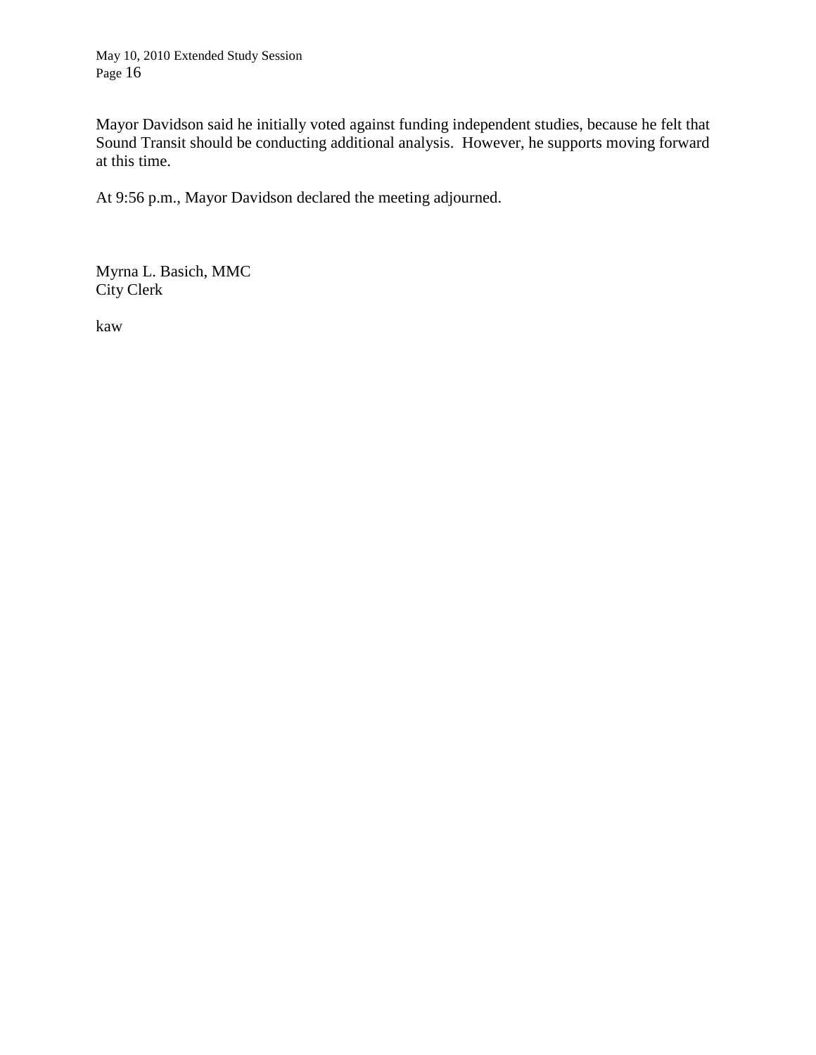Mayor Davidson said he initially voted against funding independent studies, because he felt that Sound Transit should be conducting additional analysis. However, he supports moving forward at this time.

At 9:56 p.m., Mayor Davidson declared the meeting adjourned.

Myrna L. Basich, MMC
City Clerk

kaw